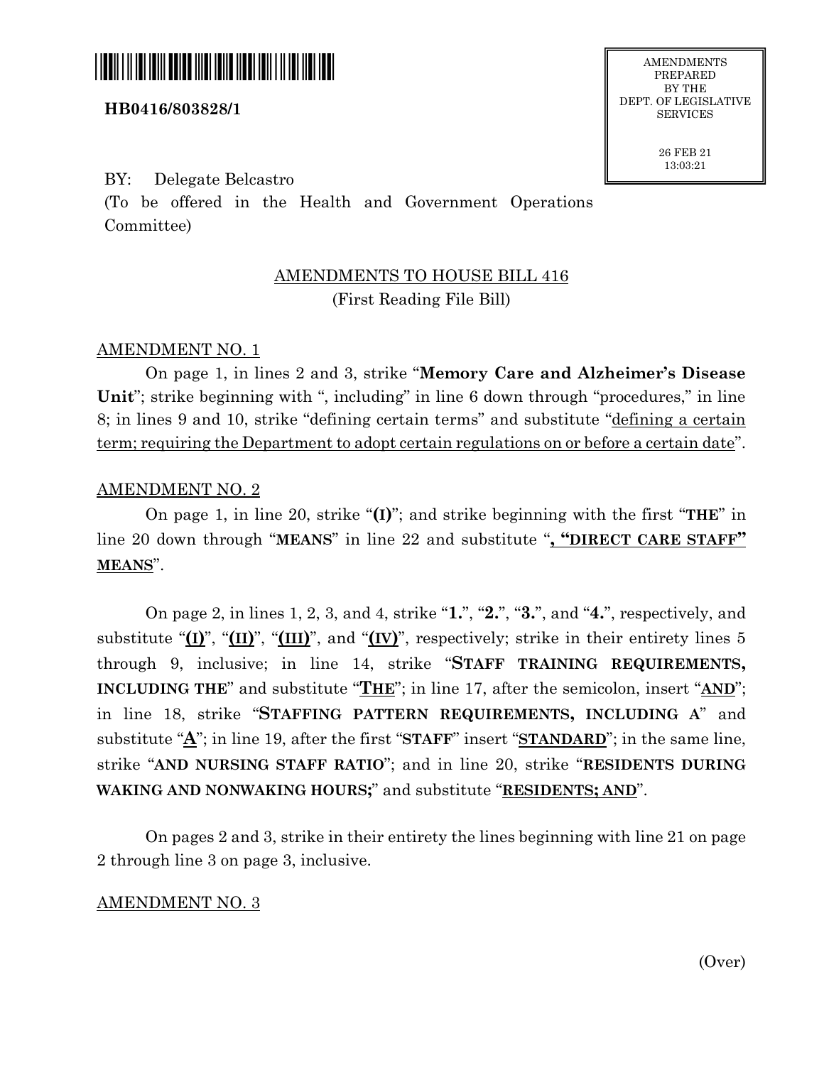**HB0416/803828/1**

AMENDMENTS PREPARED BY THE DEPT. OF LEGISLATIVE SERVICES

26 FEB 21
13:03:21

BY: Delegate Belcastro

(To be offered in the Health and Government Operations Committee)

AMENDMENTS TO HOUSE BILL 416
(First Reading File Bill)

AMENDMENT NO. 1

On page 1, in lines 2 and 3, strike "**Memory Care and Alzheimer's Disease Unit**"; strike beginning with ", including" in line 6 down through "procedures," in line 8; in lines 9 and 10, strike "defining certain terms" and substitute "defining a certain term; requiring the Department to adopt certain regulations on or before a certain date".

AMENDMENT NO. 2

On page 1, in line 20, strike "**(I)**"; and strike beginning with the first "**THE**" in line 20 down through "**MEANS**" in line 22 and substitute "**, "DIRECT CARE STAFF" MEANS**".

On page 2, in lines 1, 2, 3, and 4, strike "**1.**", "**2.**", "**3.**", and "**4.**", respectively, and substitute "**(I)**", "**(II)**", "**(III)**", and "**(IV)**", respectively; strike in their entirety lines 5 through 9, inclusive; in line 14, strike "**STAFF TRAINING REQUIREMENTS, INCLUDING THE**" and substitute "**THE**"; in line 17, after the semicolon, insert "**AND**"; in line 18, strike "**STAFFING PATTERN REQUIREMENTS, INCLUDING A**" and substitute "**A**"; in line 19, after the first "**STAFF**" insert "**STANDARD**"; in the same line, strike "**AND NURSING STAFF RATIO**"; and in line 20, strike "**RESIDENTS DURING WAKING AND NONWAKING HOURS;**" and substitute "**RESIDENTS; AND**".

On pages 2 and 3, strike in their entirety the lines beginning with line 21 on page 2 through line 3 on page 3, inclusive.

AMENDMENT NO. 3

(Over)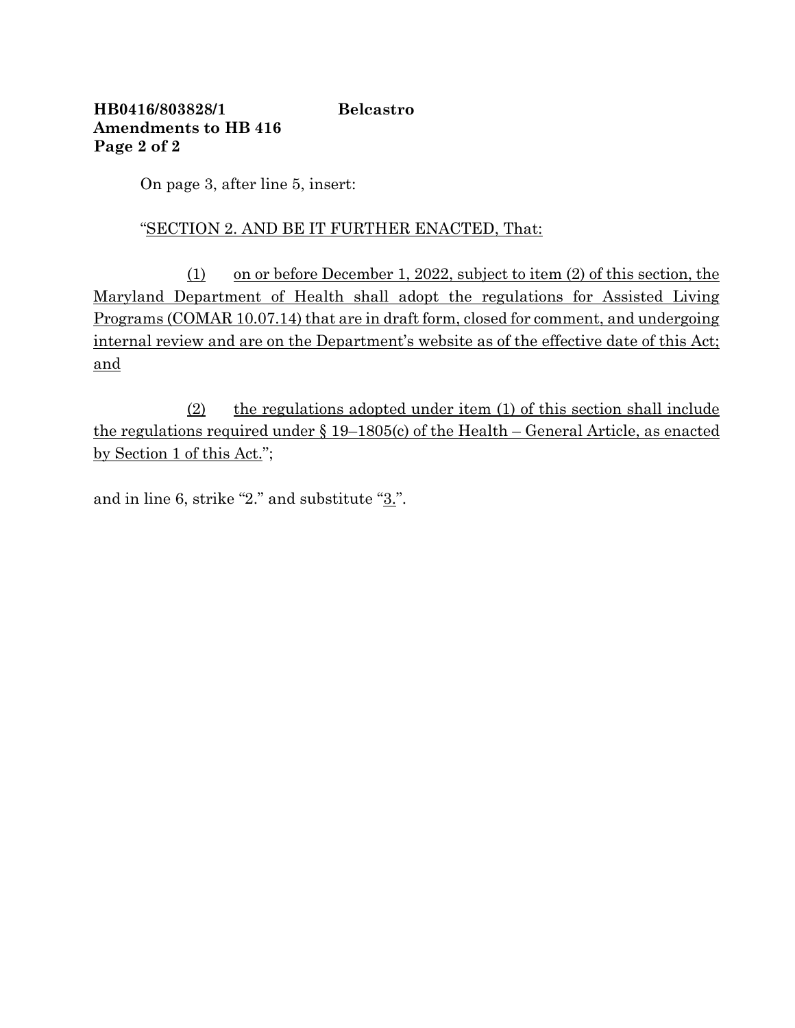**HB0416/803828/1 Belcastro**
**Amendments to HB 416**

On page 3, after line 5, insert:

"SECTION 2. AND BE IT FURTHER ENACTED, That:

(1) on or before December 1, 2022, subject to item (2) of this section, the Maryland Department of Health shall adopt the regulations for Assisted Living Programs (COMAR 10.07.14) that are in draft form, closed for comment, and undergoing internal review and are on the Department's website as of the effective date of this Act; and

(2) the regulations adopted under item (1) of this section shall include the regulations required under § 19–1805(c) of the Health – General Article, as enacted by Section 1 of this Act.";

and in line 6, strike "2." and substitute "3.".